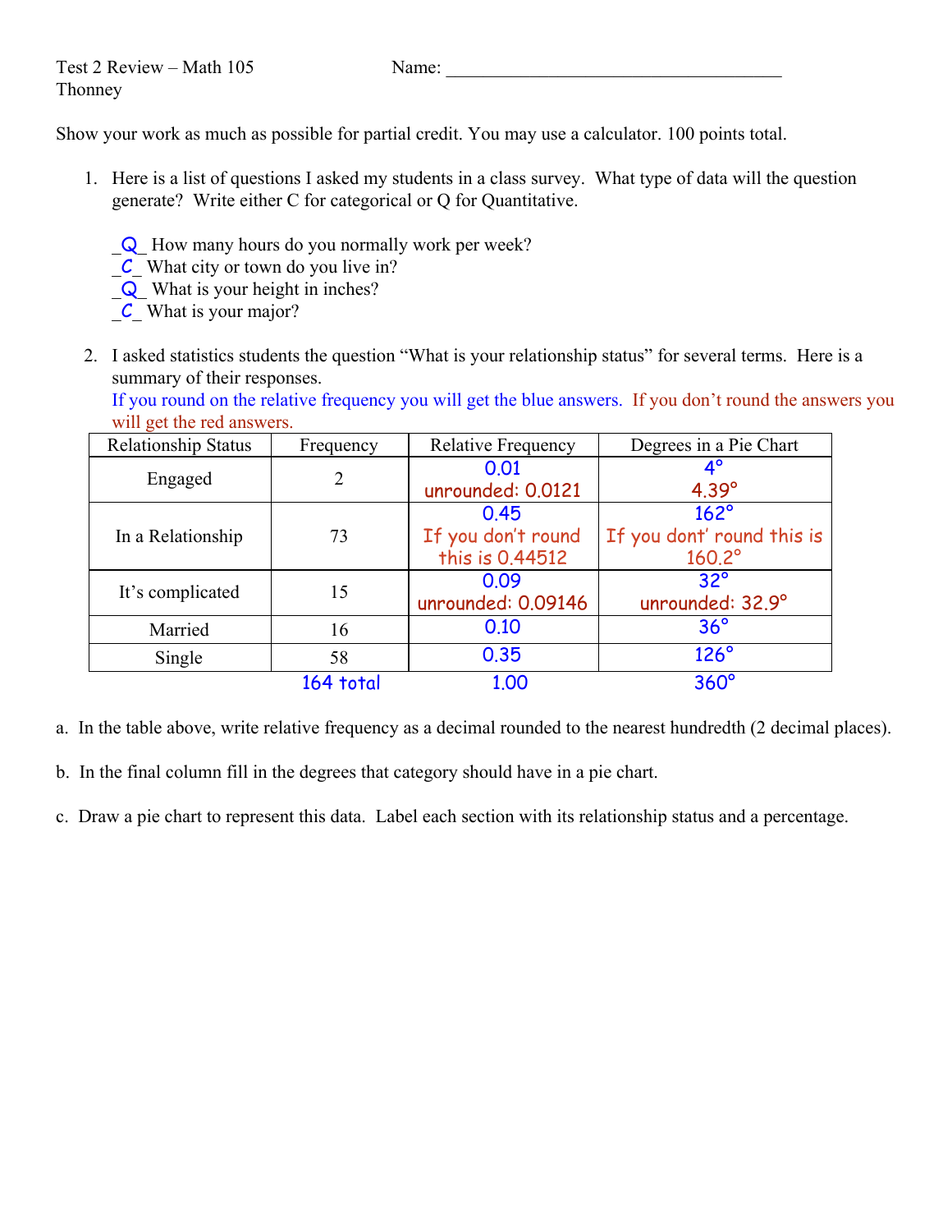Test 2 Review – Math 105
Thonney

Name: ___________________________________

Show your work as much as possible for partial credit. You may use a calculator. 100 points total.

1. Here is a list of questions I asked my students in a class survey. What type of data will the question generate? Write either C for categorical or Q for Quantitative.

   _Q_ How many hours do you normally work per week?
   _C_ What city or town do you live in?
   _Q_ What is your height in inches?
   _C_ What is your major?

2. I asked statistics students the question "What is your relationship status" for several terms. Here is a summary of their responses.
   If you round on the relative frequency you will get the blue answers. If you don't round the answers you will get the red answers.

| Relationship Status | Frequency | Relative Frequency | Degrees in a Pie Chart |
|---|---|---|---|
| Engaged | 2 | 0.01<br>unrounded: 0.0121 | 4°<br>4.39° |
| In a Relationship | 73 | 0.45<br>If you don't round this is 0.44512 | 162°<br>If you dont' round this is 160.2° |
| It's complicated | 15 | 0.09<br>unrounded: 0.09146 | 32°<br>unrounded: 32.9° |
| Married | 16 | 0.10 | 36° |
| Single | 58 | 0.35 | 126° |
| | 164 total | 1.00 | 360° |

a. In the table above, write relative frequency as a decimal rounded to the nearest hundredth (2 decimal places).

b. In the final column fill in the degrees that category should have in a pie chart.

c. Draw a pie chart to represent this data. Label each section with its relationship status and a percentage.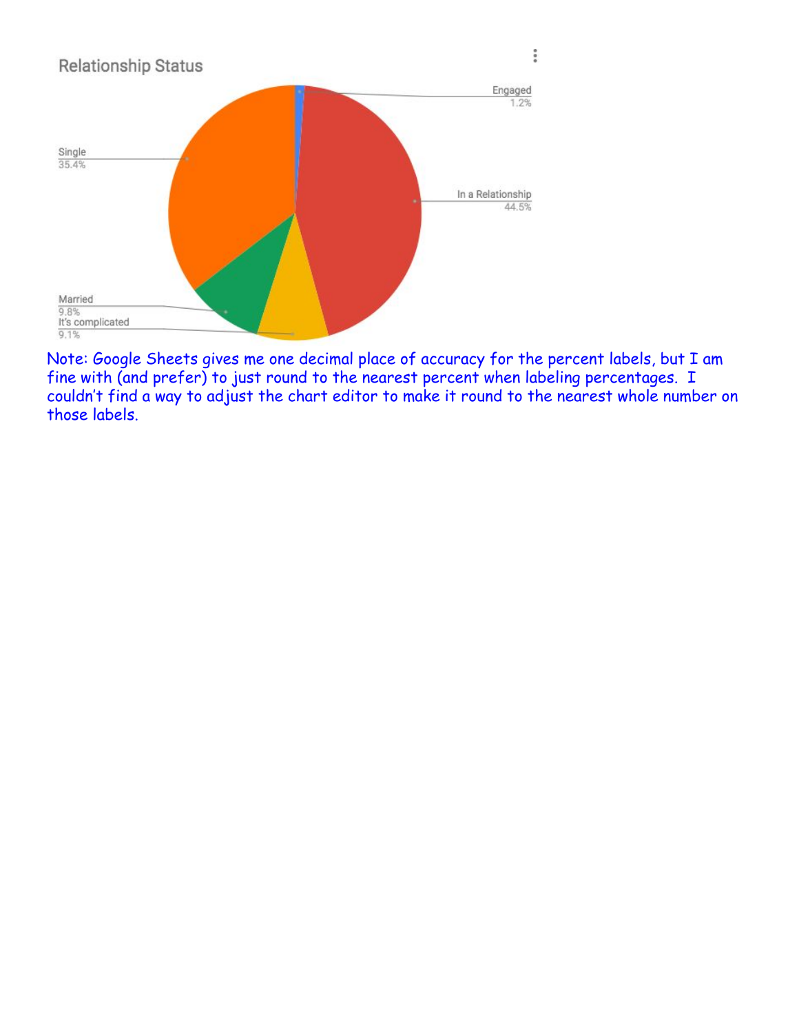Relationship Status

Engaged
1.2%

Single
35.4%

In a Relationship
44.5%

Married
9.8%

It's complicated
9.1%

Note: Google Sheets gives me one decimal place of accuracy for the percent labels, but I am fine with (and prefer) to just round to the nearest percent when labeling percentages. I couldn't find a way to adjust the chart editor to make it round to the nearest whole number on those labels.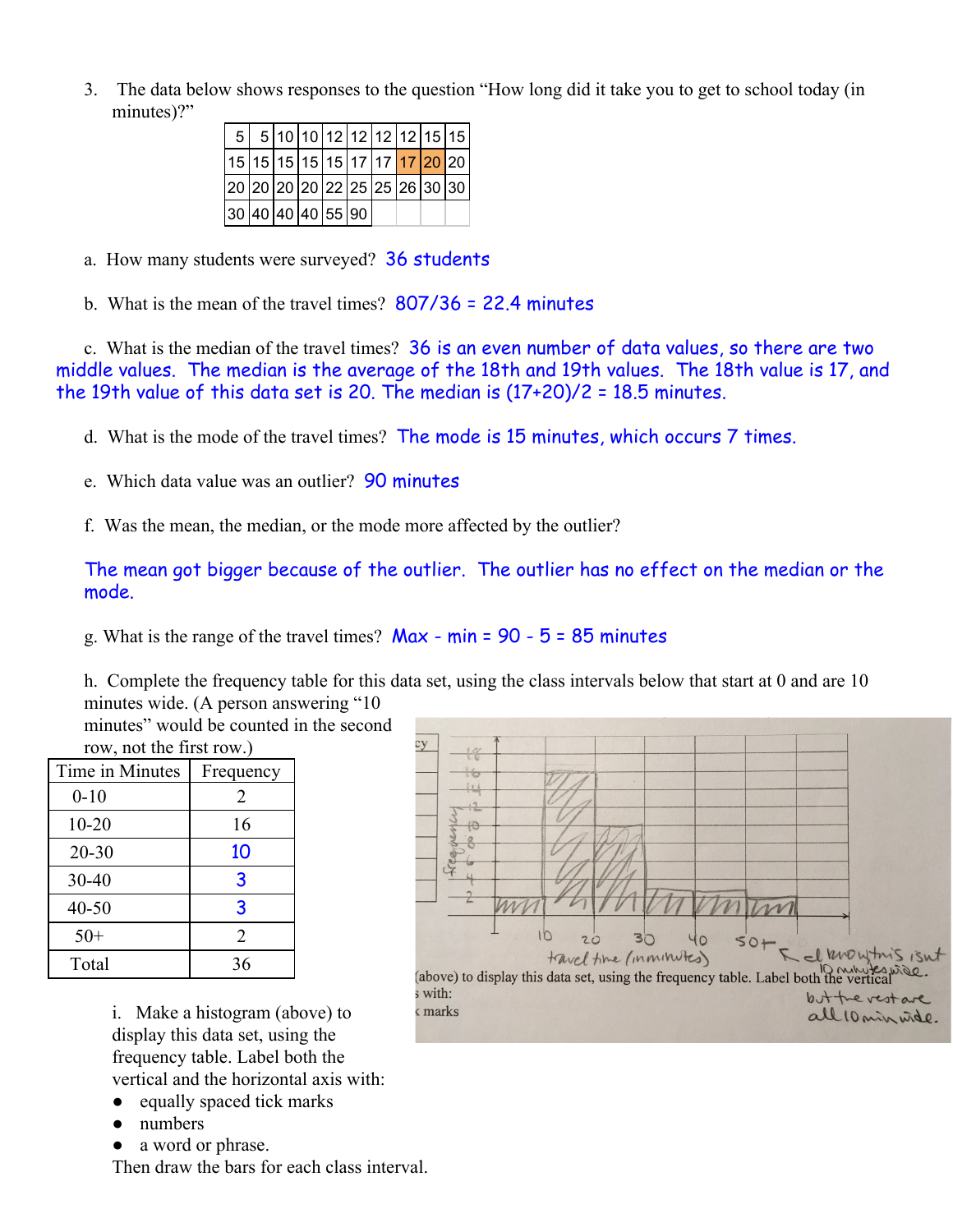3. The data below shows responses to the question "How long did it take you to get to school today (in minutes)?"

| 5 | 5 | 10 | 10 | 12 | 12 | 12 | 12 | 15 | 15 |
|---|---|---|---|---|---|---|---|---|---|
| 15 | 15 | 15 | 15 | 15 | 17 | 17 | 17 | 20 | 20 |
| 20 | 20 | 20 | 20 | 22 | 25 | 25 | 26 | 30 | 30 |
| 30 | 40 | 40 | 40 | 55 | 90 | | | | |

a. How many students were surveyed? 36 students

b. What is the mean of the travel times? 807/36 = 22.4 minutes

c. What is the median of the travel times? 36 is an even number of data values, so there are two middle values. The median is the average of the 18th and 19th values. The 18th value is 17, and the 19th value of this data set is 20. The median is (17+20)/2 = 18.5 minutes.

d. What is the mode of the travel times? The mode is 15 minutes, which occurs 7 times.

e. Which data value was an outlier? 90 minutes

f. Was the mean, the median, or the mode more affected by the outlier?

The mean got bigger because of the outlier. The outlier has no effect on the median or the mode.

g. What is the range of the travel times? Max - min = 90 - 5 = 85 minutes

h. Complete the frequency table for this data set, using the class intervals below that start at 0 and are 10 minutes wide. (A person answering "10 minutes" would be counted in the second row, not the first row.)

| Time in Minutes | Frequency |
|---|---|
| 0-10 | 2 |
| 10-20 | 16 |
| 20-30 | 10 |
| 30-40 | 3 |
| 40-50 | 3 |
| 50+ | 2 |
| Total | 36 |

i. Make a histogram (above) to display this data set, using the frequency table. Label both the vertical and the horizontal axis with:

- equally spaced tick marks
- numbers
- a word or phrase.

Then draw the bars for each class interval.

Frequency

travel time (minutes)

← I know this isn't 10 minutes wide. but the rest are all 10 min wide.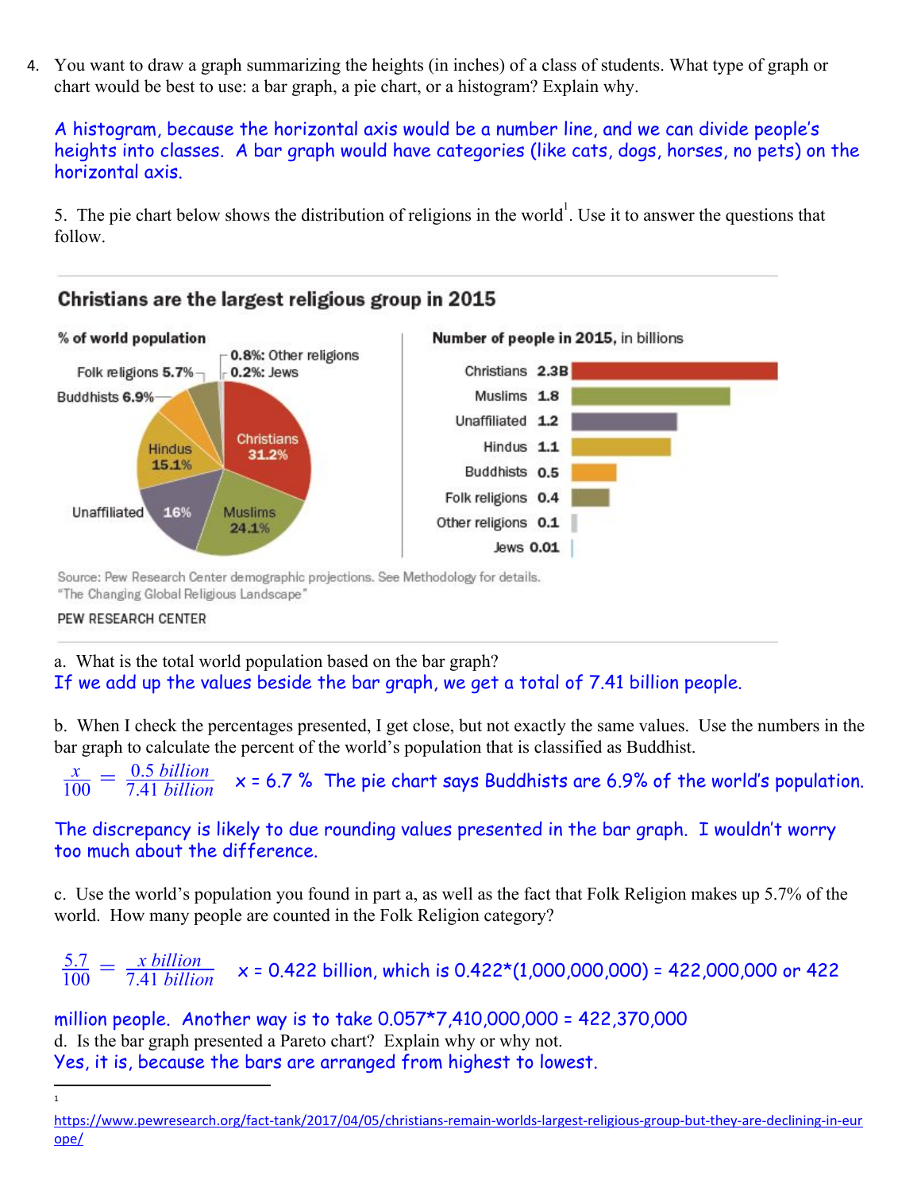4. You want to draw a graph summarizing the heights (in inches) of a class of students. What type of graph or chart would be best to use: a bar graph, a pie chart, or a histogram? Explain why.

A histogram, because the horizontal axis would be a number line, and we can divide people's heights into classes. A bar graph would have categories (like cats, dogs, horses, no pets) on the horizontal axis.

5. The pie chart below shows the distribution of religions in the world[1]. Use it to answer the questions that follow.

**Christians are the largest religious group in 2015**

**% of world population**

| Religion | % |
|---|---|
| Christians | 31.2% |
| Muslims | 24.1% |
| Unaffiliated | 16% |
| Hindus | 15.1% |
| Buddhists | 6.9% |
| Folk religions | 5.7% |
| Other religions | 0.8% |
| Jews | 0.2% |

**Number of people in 2015, in billions**

| Religion | Number |
|---|---|
| Christians | 2.3B |
| Muslims | 1.8 |
| Unaffiliated | 1.2 |
| Hindus | 1.1 |
| Buddhists | 0.5 |
| Folk religions | 0.4 |
| Other religions | 0.1 |
| Jews | 0.01 |

Source: Pew Research Center demographic projections. See Methodology for details.
"The Changing Global Religious Landscape"

PEW RESEARCH CENTER

a. What is the total world population based on the bar graph?

If we add up the values beside the bar graph, we get a total of 7.41 billion people.

b. When I check the percentages presented, I get close, but not exactly the same values. Use the numbers in the bar graph to calculate the percent of the world's population that is classified as Buddhist.

$\frac{x}{100} = \frac{0.5 \text{ billion}}{7.41 \text{ billion}}$ x = 6.7 % The pie chart says Buddhists are 6.9% of the world's population.

The discrepancy is likely to due rounding values presented in the bar graph. I wouldn't worry too much about the difference.

c. Use the world's population you found in part a, as well as the fact that Folk Religion makes up 5.7% of the world. How many people are counted in the Folk Religion category?

$\frac{5.7}{100} = \frac{x \text{ billion}}{7.41 \text{ billion}}$ x = 0.422 billion, which is 0.422*(1,000,000,000) = 422,000,000 or 422 million people. Another way is to take 0.057*7,410,000,000 = 422,370,000

d. Is the bar graph presented a Pareto chart? Explain why or why not.

Yes, it is, because the bars are arranged from highest to lowest.

[1] https://www.pewresearch.org/fact-tank/2017/04/05/christians-remain-worlds-largest-religious-group-but-they-are-declining-in-europe/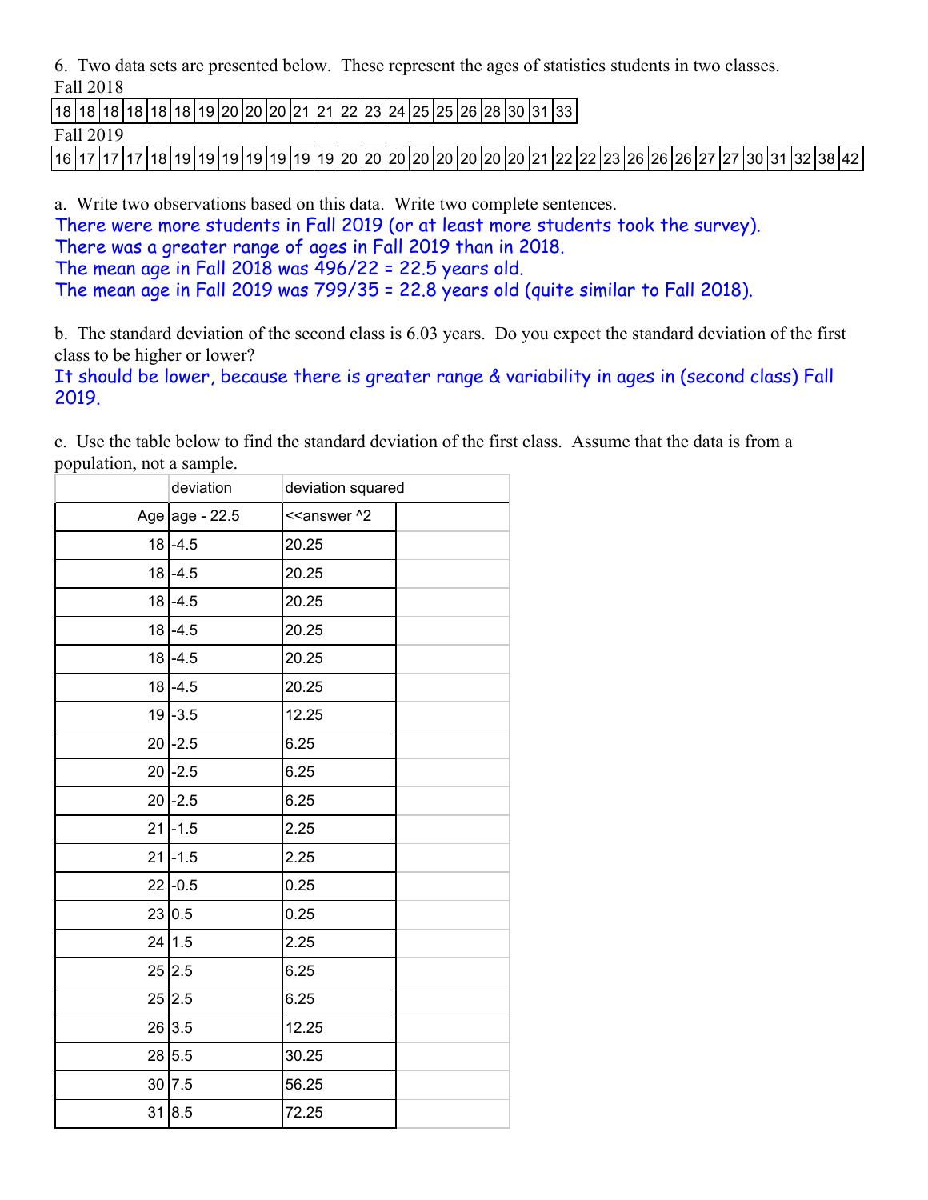6. Two data sets are presented below. These represent the ages of statistics students in two classes.

Fall 2018

| 18 | 18 | 18 | 18 | 18 | 18 | 19 | 20 | 20 | 20 | 21 | 21 | 22 | 23 | 24 | 25 | 25 | 26 | 28 | 30 | 31 | 33 |
|---|---|---|---|---|---|---|---|---|---|---|---|---|---|---|---|---|---|---|---|---|---|

Fall 2019

| 16 | 17 | 17 | 17 | 18 | 19 | 19 | 19 | 19 | 19 | 19 | 19 | 20 | 20 | 20 | 20 | 20 | 20 | 20 | 20 | 21 | 22 | 22 | 23 | 26 | 26 | 26 | 27 | 27 | 30 | 31 | 32 | 38 | 42 |
|---|---|---|---|---|---|---|---|---|---|---|---|---|---|---|---|---|---|---|---|---|---|---|---|---|---|---|---|---|---|---|---|---|---|

a. Write two observations based on this data. Write two complete sentences.

There were more students in Fall 2019 (or at least more students took the survey).
There was a greater range of ages in Fall 2019 than in 2018.
The mean age in Fall 2018 was 496/22 = 22.5 years old.
The mean age in Fall 2019 was 799/35 = 22.8 years old (quite similar to Fall 2018).

b. The standard deviation of the second class is 6.03 years. Do you expect the standard deviation of the first class to be higher or lower?

It should be lower, because there is greater range & variability in ages in (second class) Fall 2019.

c. Use the table below to find the standard deviation of the first class. Assume that the data is from a population, not a sample.

| | deviation | deviation squared | |
|---|---|---|---|
| Age | age - 22.5 | <<answer ^2 | |
| 18 | -4.5 | 20.25 | |
| 18 | -4.5 | 20.25 | |
| 18 | -4.5 | 20.25 | |
| 18 | -4.5 | 20.25 | |
| 18 | -4.5 | 20.25 | |
| 18 | -4.5 | 20.25 | |
| 19 | -3.5 | 12.25 | |
| 20 | -2.5 | 6.25 | |
| 20 | -2.5 | 6.25 | |
| 20 | -2.5 | 6.25 | |
| 21 | -1.5 | 2.25 | |
| 21 | -1.5 | 2.25 | |
| 22 | -0.5 | 0.25 | |
| 23 | 0.5 | 0.25 | |
| 24 | 1.5 | 2.25 | |
| 25 | 2.5 | 6.25 | |
| 25 | 2.5 | 6.25 | |
| 26 | 3.5 | 12.25 | |
| 28 | 5.5 | 30.25 | |
| 30 | 7.5 | 56.25 | |
| 31 | 8.5 | 72.25 | |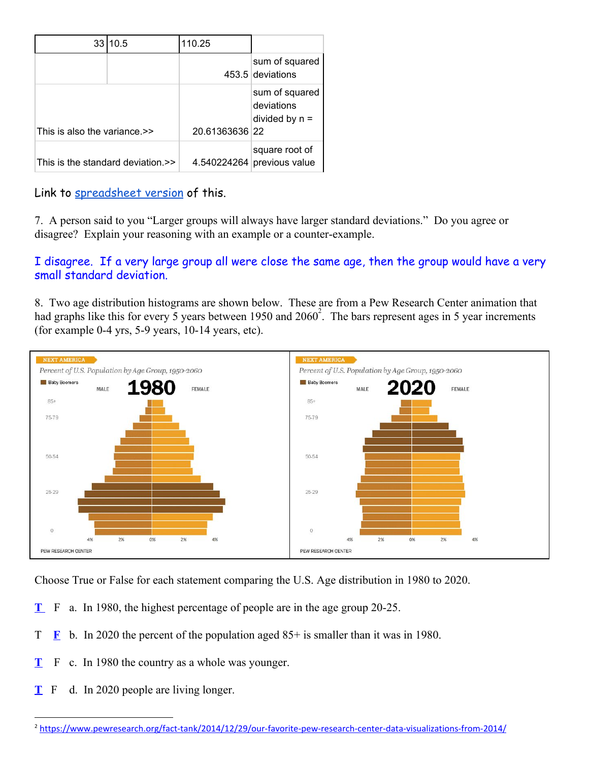| 33 | 10.5 | 110.25 | |
|---|---|---|---|
| | | 453.5 | sum of squared deviations |
| This is also the variance.>> | | 20.61363636 | sum of squared deviations divided by n = 22 |
| This is the standard deviation.>> | | 4.540224264 | square root of previous value |

Link to spreadsheet version of this.

7. A person said to you "Larger groups will always have larger standard deviations." Do you agree or disagree? Explain your reasoning with an example or a counter-example.

I disagree. If a very large group all were close the same age, then the group would have a very small standard deviation.

8. Two age distribution histograms are shown below. These are from a Pew Research Center animation that had graphs like this for every 5 years between 1950 and 2060[2]. The bars represent ages in 5 year increments (for example 0-4 yrs, 5-9 years, 10-14 years, etc).

Choose True or False for each statement comparing the U.S. Age distribution in 1980 to 2020.

**T** F a. In 1980, the highest percentage of people are in the age group 20-25.

T **F** b. In 2020 the percent of the population aged 85+ is smaller than it was in 1980.

**T** F c. In 1980 the country as a whole was younger.

**T** F d. In 2020 people are living longer.

[2] https://www.pewresearch.org/fact-tank/2014/12/29/our-favorite-pew-research-center-data-visualizations-from-2014/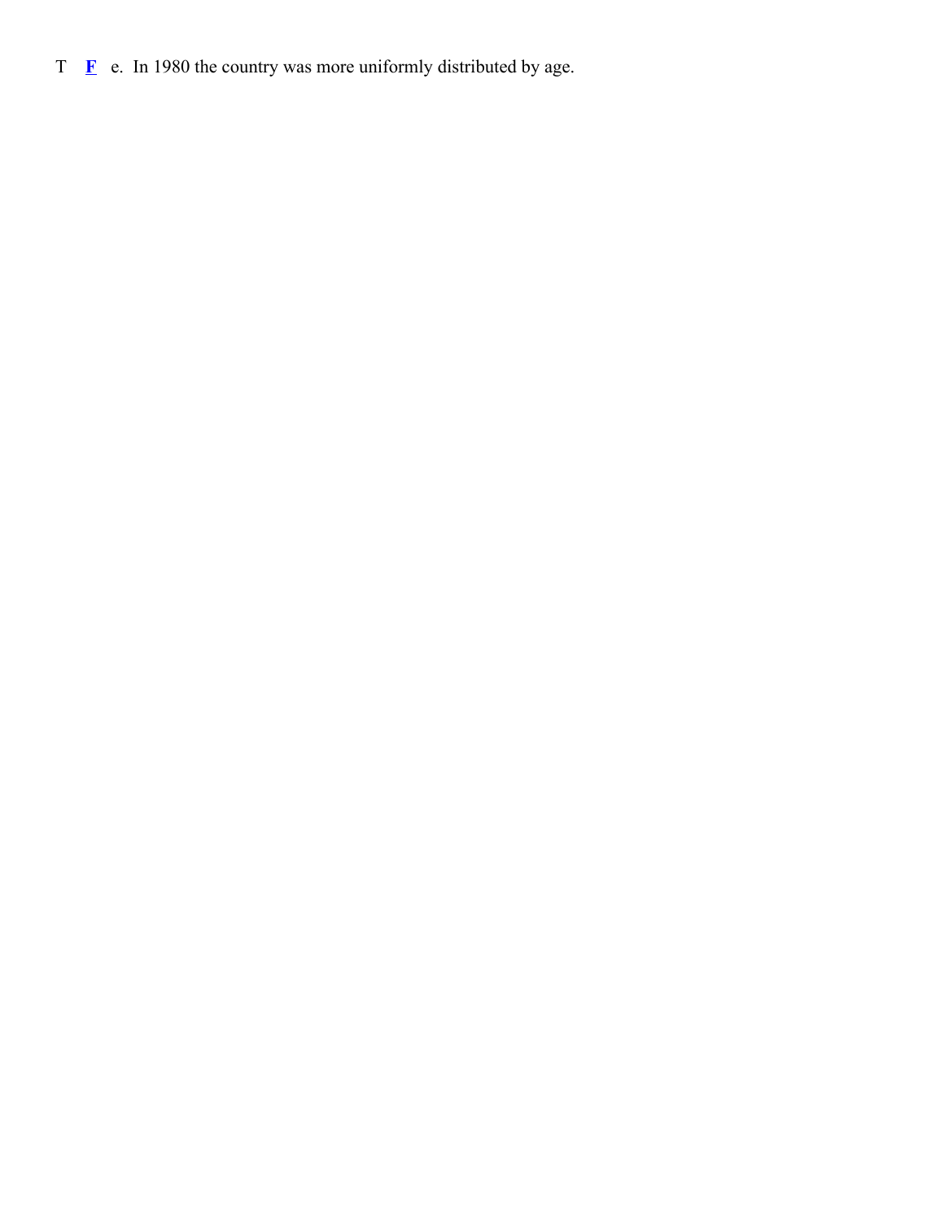T **F** e. In 1980 the country was more uniformly distributed by age.